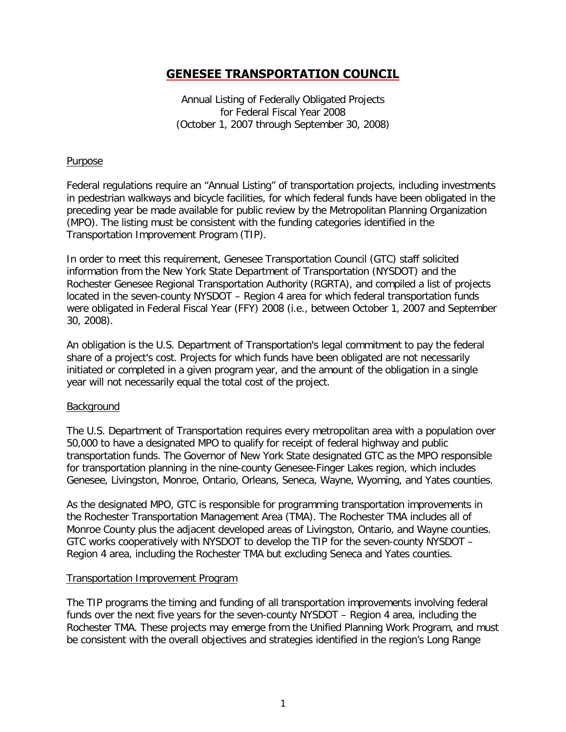# GENESEE TRANSPORTATION COUNCIL

Annual Listing of Federally Obligated Projects
for Federal Fiscal Year 2008
(October 1, 2007 through September 30, 2008)

## Purpose

Federal regulations require an "Annual Listing" of transportation projects, including investments in pedestrian walkways and bicycle facilities, for which federal funds have been obligated in the preceding year be made available for public review by the Metropolitan Planning Organization (MPO). The listing must be consistent with the funding categories identified in the Transportation Improvement Program (TIP).

In order to meet this requirement, Genesee Transportation Council (GTC) staff solicited information from the New York State Department of Transportation (NYSDOT) and the Rochester Genesee Regional Transportation Authority (RGRTA), and compiled a list of projects located in the seven-county NYSDOT – Region 4 area for which federal transportation funds were obligated in Federal Fiscal Year (FFY) 2008 (i.e., between October 1, 2007 and September 30, 2008).

An obligation is the U.S. Department of Transportation's legal commitment to pay the federal share of a project's cost. Projects for which funds have been obligated are not necessarily initiated or completed in a given program year, and the amount of the obligation in a single year will not necessarily equal the total cost of the project.

## Background

The U.S. Department of Transportation requires every metropolitan area with a population over 50,000 to have a designated MPO to qualify for receipt of federal highway and public transportation funds. The Governor of New York State designated GTC as the MPO responsible for transportation planning in the nine-county Genesee-Finger Lakes region, which includes Genesee, Livingston, Monroe, Ontario, Orleans, Seneca, Wayne, Wyoming, and Yates counties.

As the designated MPO, GTC is responsible for programming transportation improvements in the Rochester Transportation Management Area (TMA). The Rochester TMA includes all of Monroe County plus the adjacent developed areas of Livingston, Ontario, and Wayne counties. GTC works cooperatively with NYSDOT to develop the TIP for the seven-county NYSDOT – Region 4 area, including the Rochester TMA but excluding Seneca and Yates counties.

## Transportation Improvement Program

The TIP programs the timing and funding of all transportation improvements involving federal funds over the next five years for the seven-county NYSDOT – Region 4 area, including the Rochester TMA. These projects may emerge from the Unified Planning Work Program, and must be consistent with the overall objectives and strategies identified in the region's Long Range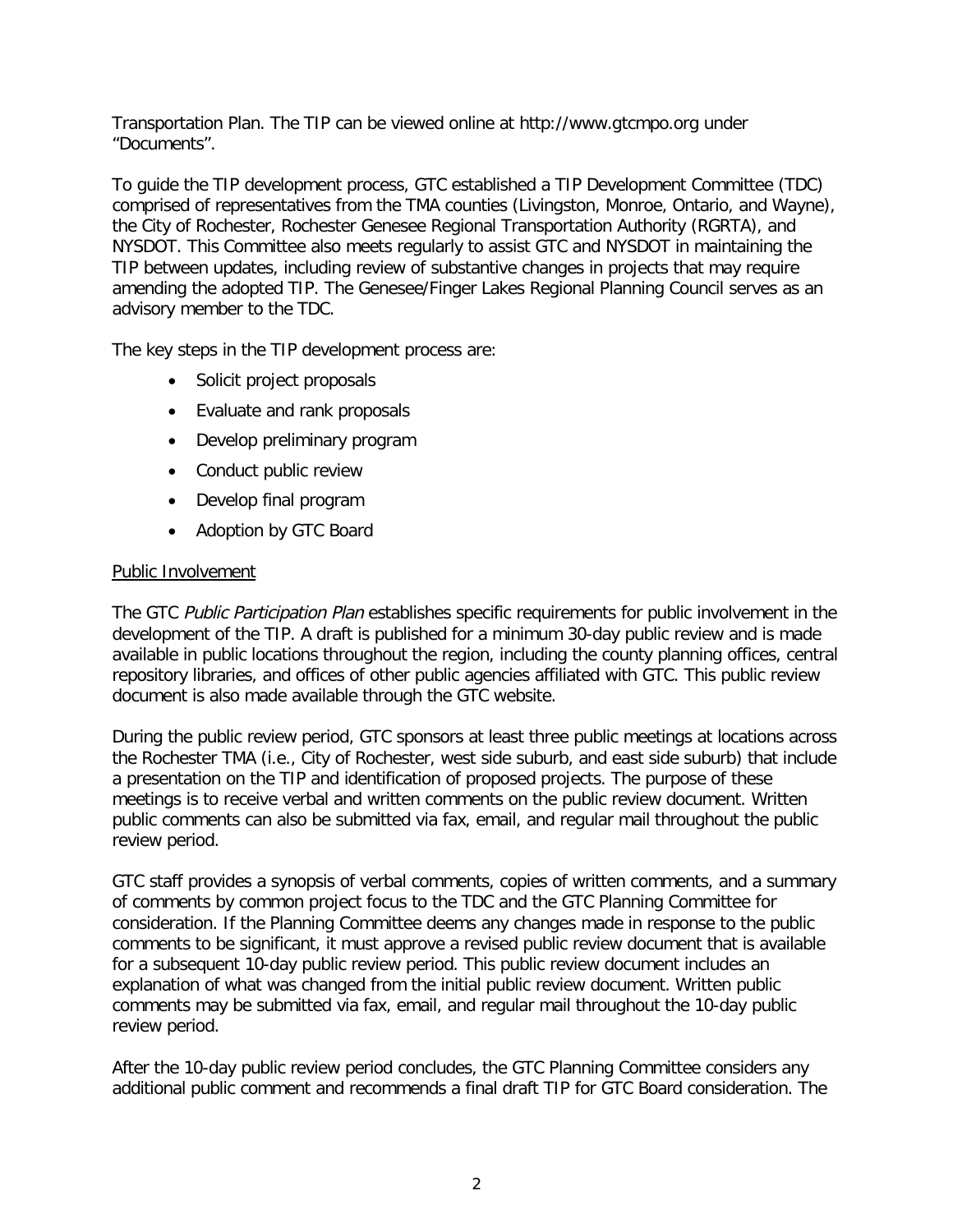Transportation Plan. The TIP can be viewed online at http://www.gtcmpo.org under "Documents".

To guide the TIP development process, GTC established a TIP Development Committee (TDC) comprised of representatives from the TMA counties (Livingston, Monroe, Ontario, and Wayne), the City of Rochester, Rochester Genesee Regional Transportation Authority (RGRTA), and NYSDOT. This Committee also meets regularly to assist GTC and NYSDOT in maintaining the TIP between updates, including review of substantive changes in projects that may require amending the adopted TIP. The Genesee/Finger Lakes Regional Planning Council serves as an advisory member to the TDC.

The key steps in the TIP development process are:

- Solicit project proposals
- Evaluate and rank proposals
- Develop preliminary program
- Conduct public review
- Develop final program
- Adoption by GTC Board

Public Involvement

The GTC *Public Participation Plan* establishes specific requirements for public involvement in the development of the TIP. A draft is published for a minimum 30-day public review and is made available in public locations throughout the region, including the county planning offices, central repository libraries, and offices of other public agencies affiliated with GTC. This public review document is also made available through the GTC website.

During the public review period, GTC sponsors at least three public meetings at locations across the Rochester TMA (i.e., City of Rochester, west side suburb, and east side suburb) that include a presentation on the TIP and identification of proposed projects. The purpose of these meetings is to receive verbal and written comments on the public review document. Written public comments can also be submitted via fax, email, and regular mail throughout the public review period.

GTC staff provides a synopsis of verbal comments, copies of written comments, and a summary of comments by common project focus to the TDC and the GTC Planning Committee for consideration. If the Planning Committee deems any changes made in response to the public comments to be significant, it must approve a revised public review document that is available for a subsequent 10-day public review period. This public review document includes an explanation of what was changed from the initial public review document. Written public comments may be submitted via fax, email, and regular mail throughout the 10-day public review period.

After the 10-day public review period concludes, the GTC Planning Committee considers any additional public comment and recommends a final draft TIP for GTC Board consideration. The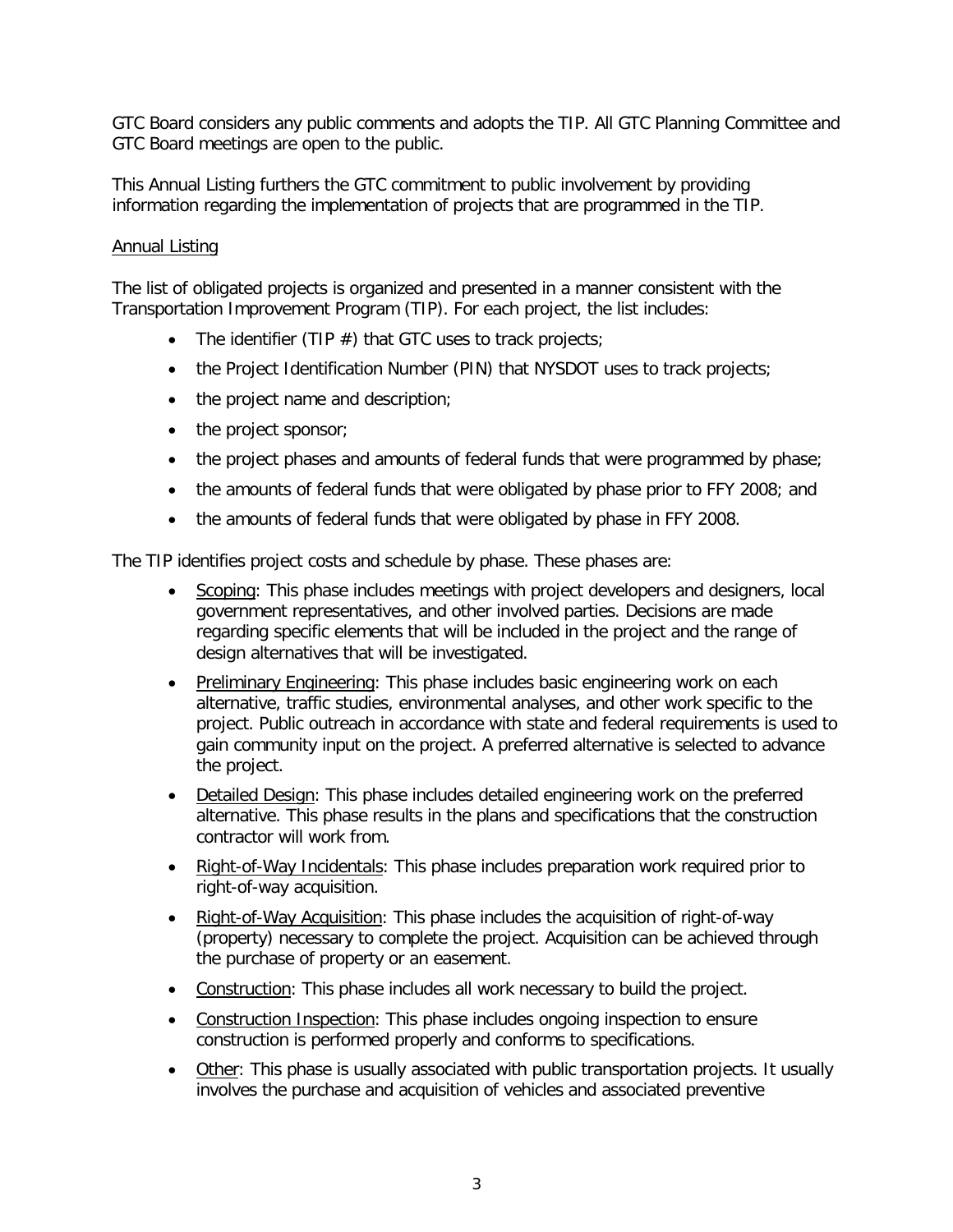GTC Board considers any public comments and adopts the TIP. All GTC Planning Committee and GTC Board meetings are open to the public.

This Annual Listing furthers the GTC commitment to public involvement by providing information regarding the implementation of projects that are programmed in the TIP.

Annual Listing

The list of obligated projects is organized and presented in a manner consistent with the Transportation Improvement Program (TIP). For each project, the list includes:

- The identifier (TIP #) that GTC uses to track projects;
- the Project Identification Number (PIN) that NYSDOT uses to track projects;
- the project name and description;
- the project sponsor;
- the project phases and amounts of federal funds that were programmed by phase;
- the amounts of federal funds that were obligated by phase prior to FFY 2008; and
- the amounts of federal funds that were obligated by phase in FFY 2008.

The TIP identifies project costs and schedule by phase. These phases are:

- Scoping: This phase includes meetings with project developers and designers, local government representatives, and other involved parties. Decisions are made regarding specific elements that will be included in the project and the range of design alternatives that will be investigated.
- Preliminary Engineering: This phase includes basic engineering work on each alternative, traffic studies, environmental analyses, and other work specific to the project. Public outreach in accordance with state and federal requirements is used to gain community input on the project. A preferred alternative is selected to advance the project.
- Detailed Design: This phase includes detailed engineering work on the preferred alternative. This phase results in the plans and specifications that the construction contractor will work from.
- Right-of-Way Incidentals: This phase includes preparation work required prior to right-of-way acquisition.
- Right-of-Way Acquisition: This phase includes the acquisition of right-of-way (property) necessary to complete the project. Acquisition can be achieved through the purchase of property or an easement.
- Construction: This phase includes all work necessary to build the project.
- Construction Inspection: This phase includes ongoing inspection to ensure construction is performed properly and conforms to specifications.
- Other: This phase is usually associated with public transportation projects. It usually involves the purchase and acquisition of vehicles and associated preventive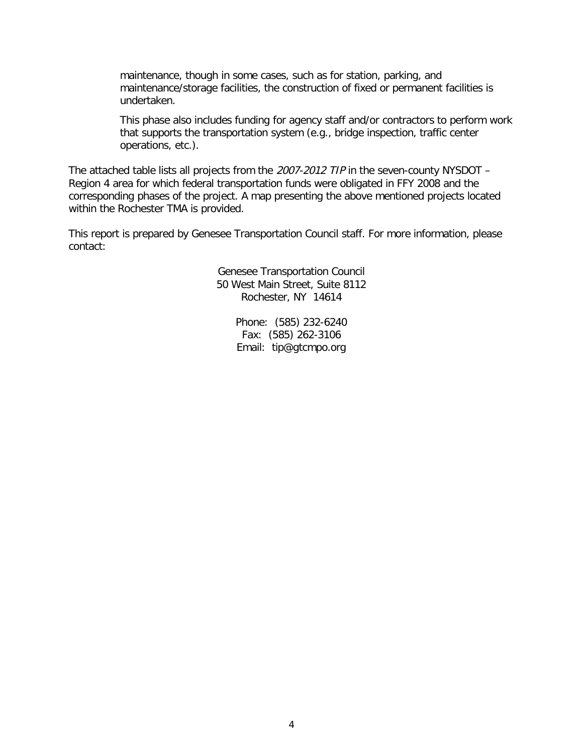maintenance, though in some cases, such as for station, parking, and maintenance/storage facilities, the construction of fixed or permanent facilities is undertaken.

This phase also includes funding for agency staff and/or contractors to perform work that supports the transportation system (e.g., bridge inspection, traffic center operations, etc.).

The attached table lists all projects from the *2007-2012 TIP* in the seven-county NYSDOT – Region 4 area for which federal transportation funds were obligated in FFY 2008 and the corresponding phases of the project. A map presenting the above mentioned projects located within the Rochester TMA is provided.

This report is prepared by Genesee Transportation Council staff. For more information, please contact:

Genesee Transportation Council  
50 West Main Street, Suite 8112  
Rochester, NY 14614

Phone: (585) 232-6240  
Fax: (585) 262-3106  
Email: tip@gtcmpo.org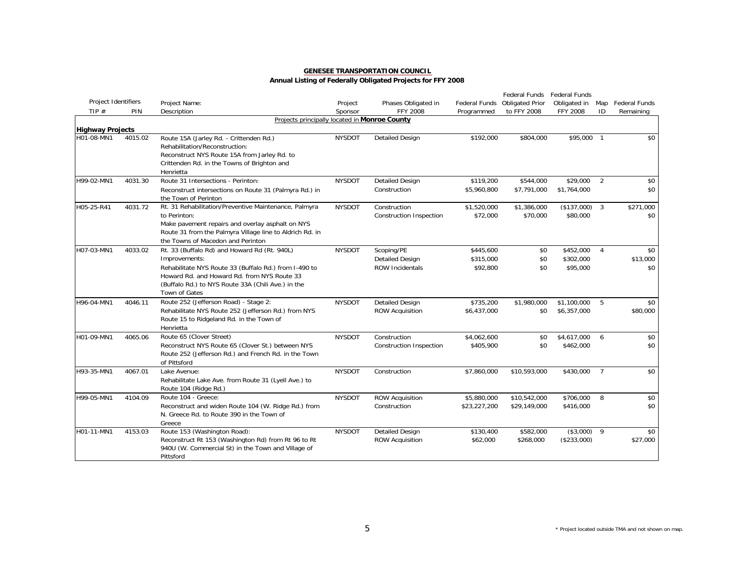**GENESEE TRANSPORTATION COUNCIL**

**Annual Listing of Federally Obligated Projects for FFY 2008**

| Project Identifiers | | Project Name: | Project | Phases Obligated in | Federal Funds | Federal Funds Obligated Prior | Federal Funds Obligated in | Map | Federal Funds |
|---|---|---|---|---|---|---|---|---|---|
| TIP # | PIN | Description | Sponsor | FFY 2008 | Programmed | to FFY 2008 | FFY 2008 | ID | Remaining |
| | | Projects principally located in **Monroe County** | | | | | | | |
| **Highway Projects** | | | | | | | | | |
| H01-08-MN1 | 4015.02 | Route 15A (Jarley Rd. - Crittenden Rd.) Rehabilitation/Reconstruction: Reconstruct NYS Route 15A from Jarley Rd. to Crittenden Rd. in the Towns of Brighton and Henrietta | NYSDOT | Detailed Design | $192,000 | $804,000 | $95,000 | 1 | $0 |
| H99-02-MN1 | 4031.30 | Route 31 Intersections - Perinton: Reconstruct intersections on Route 31 (Palmyra Rd.) in the Town of Perinton | NYSDOT | Detailed Design | $119,200 | $544,000 | $29,000 | 2 | $0 |
| | | | | Construction | $5,960,800 | $7,791,000 | $1,764,000 | | $0 |
| H05-25-R41 | 4031.72 | Rt. 31 Rehabilitation/Preventive Maintenance, Palmyra to Perinton: Make pavement repairs and overlay asphalt on NYS Route 31 from the Palmyra Village line to Aldrich Rd. in the Towns of Macedon and Perinton | NYSDOT | Construction | $1,520,000 | $1,386,000 | ($137,000) | 3 | $271,000 |
| | | | | Construction Inspection | $72,000 | $70,000 | $80,000 | | $0 |
| H07-03-MN1 | 4033.02 | Rt. 33 (Buffalo Rd) and Howard Rd (Rt. 940L) Improvements: Rehabilitate NYS Route 33 (Buffalo Rd.) from I-490 to Howard Rd. and Howard Rd. from NYS Route 33 (Buffalo Rd.) to NYS Route 33A (Chili Ave.) in the Town of Gates | NYSDOT | Scoping/PE | $445,600 | $0 | $452,000 | 4 | $0 |
| | | | | Detailed Design | $315,000 | $0 | $302,000 | | $13,000 |
| | | | | ROW Incidentals | $92,800 | $0 | $95,000 | | $0 |
| H96-04-MN1 | 4046.11 | Route 252 (Jefferson Road) - Stage 2: Rehabilitate NYS Route 252 (Jefferson Rd.) from NYS Route 15 to Ridgeland Rd. in the Town of Henrietta | NYSDOT | Detailed Design | $735,200 | $1,980,000 | $1,100,000 | 5 | $0 |
| | | | | ROW Acquisition | $6,437,000 | $0 | $6,357,000 | | $80,000 |
| H01-09-MN1 | 4065.06 | Route 65 (Clover Street) Reconstruct NYS Route 65 (Clover St.) between NYS Route 252 (Jefferson Rd.) and French Rd. in the Town of Pittsford | NYSDOT | Construction | $4,062,600 | $0 | $4,617,000 | 6 | $0 |
| | | | | Construction Inspection | $405,900 | $0 | $462,000 | | $0 |
| H93-35-MN1 | 4067.01 | Lake Avenue: Rehabilitate Lake Ave. from Route 31 (Lyell Ave.) to Route 104 (Ridge Rd.) | NYSDOT | Construction | $7,860,000 | $10,593,000 | $430,000 | 7 | $0 |
| H99-05-MN1 | 4104.09 | Route 104 - Greece: Reconstruct and widen Route 104 (W. Ridge Rd.) from N. Greece Rd. to Route 390 in the Town of Greece | NYSDOT | ROW Acquisition | $5,880,000 | $10,542,000 | $706,000 | 8 | $0 |
| | | | | Construction | $23,227,200 | $29,149,000 | $416,000 | | $0 |
| H01-11-MN1 | 4153.03 | Route 153 (Washington Road): Reconstruct Rt 153 (Washington Rd) from Rt 96 to Rt 940U (W. Commercial St) in the Town and Village of Pittsford | NYSDOT | Detailed Design | $130,400 | $582,000 | ($3,000) | 9 | $0 |
| | | | | ROW Acquisition | $62,000 | $268,000 | ($233,000) | | $27,000 |

\* Project located outside TMA and not shown on map.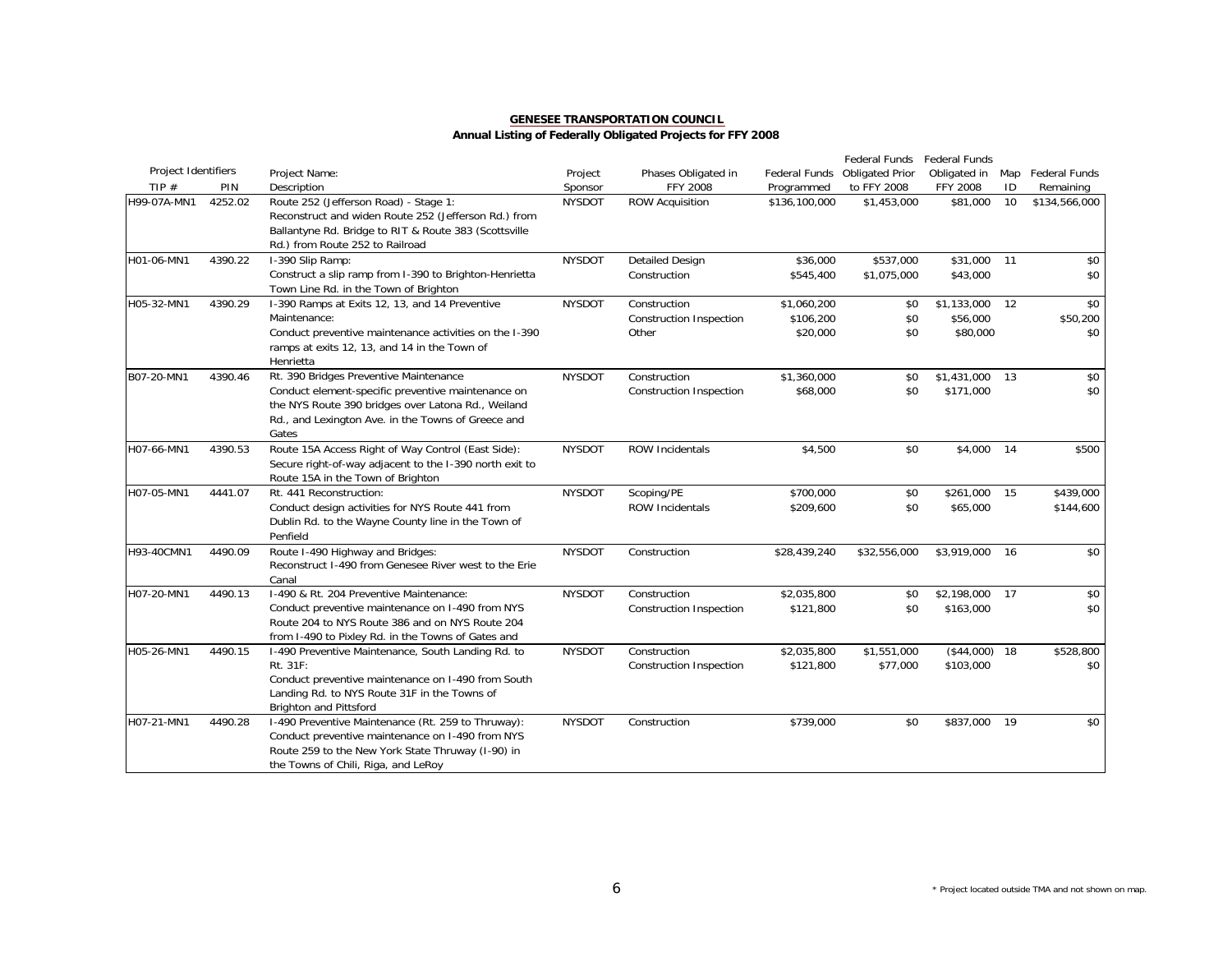**GENESEE TRANSPORTATION COUNCIL**

**Annual Listing of Federally Obligated Projects for FFY 2008**

| Project Identifiers | | Project Name: | Project | Phases Obligated in | Federal Funds | Federal Funds Obligated Prior | Federal Funds Obligated in | Map | Federal Funds |
|---|---|---|---|---|---|---|---|---|---|
| TIP # | PIN | Description | Sponsor | FFY 2008 | Programmed | to FFY 2008 | FFY 2008 | ID | Remaining |
| H99-07A-MN1 | 4252.02 | Route 252 (Jefferson Road) - Stage 1: Reconstruct and widen Route 252 (Jefferson Rd.) from Ballantyne Rd. Bridge to RIT & Route 383 (Scottsville Rd.) from Route 252 to Railroad | NYSDOT | ROW Acquisition | $136,100,000 | $1,453,000 | $81,000 | 10 | $134,566,000 |
| H01-06-MN1 | 4390.22 | I-390 Slip Ramp: Construct a slip ramp from I-390 to Brighton-Henrietta Town Line Rd. in the Town of Brighton | NYSDOT | Detailed Design | $36,000 | $537,000 | $31,000 | 11 | $0 |
| | | | | Construction | $545,400 | $1,075,000 | $43,000 | | $0 |
| H05-32-MN1 | 4390.29 | I-390 Ramps at Exits 12, 13, and 14 Preventive Maintenance: Conduct preventive maintenance activities on the I-390 ramps at exits 12, 13, and 14 in the Town of Henrietta | NYSDOT | Construction | $1,060,200 | $0 | $1,133,000 | 12 | $0 |
| | | | | Construction Inspection | $106,200 | $0 | $56,000 | | $50,200 |
| | | | | Other | $20,000 | $0 | $80,000 | | $0 |
| B07-20-MN1 | 4390.46 | Rt. 390 Bridges Preventive Maintenance Conduct element-specific preventive maintenance on the NYS Route 390 bridges over Latona Rd., Weiland Rd., and Lexington Ave. in the Towns of Greece and Gates | NYSDOT | Construction | $1,360,000 | $0 | $1,431,000 | 13 | $0 |
| | | | | Construction Inspection | $68,000 | $0 | $171,000 | | $0 |
| H07-66-MN1 | 4390.53 | Route 15A Access Right of Way Control (East Side): Secure right-of-way adjacent to the I-390 north exit to Route 15A in the Town of Brighton | NYSDOT | ROW Incidentals | $4,500 | $0 | $4,000 | 14 | $500 |
| H07-05-MN1 | 4441.07 | Rt. 441 Reconstruction: Conduct design activities for NYS Route 441 from Dublin Rd. to the Wayne County line in the Town of Penfield | NYSDOT | Scoping/PE | $700,000 | $0 | $261,000 | 15 | $439,000 |
| | | | | ROW Incidentals | $209,600 | $0 | $65,000 | | $144,600 |
| H93-40CMN1 | 4490.09 | Route I-490 Highway and Bridges: Reconstruct I-490 from Genesee River west to the Erie Canal | NYSDOT | Construction | $28,439,240 | $32,556,000 | $3,919,000 | 16 | $0 |
| H07-20-MN1 | 4490.13 | I-490 & Rt. 204 Preventive Maintenance: Conduct preventive maintenance on I-490 from NYS Route 204 to NYS Route 386 and on NYS Route 204 from I-490 to Pixley Rd. in the Towns of Gates and | NYSDOT | Construction | $2,035,800 | $0 | $2,198,000 | 17 | $0 |
| | | | | Construction Inspection | $121,800 | $0 | $163,000 | | $0 |
| H05-26-MN1 | 4490.15 | I-490 Preventive Maintenance, South Landing Rd. to Rt. 31F: Conduct preventive maintenance on I-490 from South Landing Rd. to NYS Route 31F in the Towns of Brighton and Pittsford | NYSDOT | Construction | $2,035,800 | $1,551,000 | ($44,000) | 18 | $528,800 |
| | | | | Construction Inspection | $121,800 | $77,000 | $103,000 | | $0 |
| H07-21-MN1 | 4490.28 | I-490 Preventive Maintenance (Rt. 259 to Thruway): Conduct preventive maintenance on I-490 from NYS Route 259 to the New York State Thruway (I-90) in the Towns of Chili, Riga, and LeRoy | NYSDOT | Construction | $739,000 | $0 | $837,000 | 19 | $0 |

\* Project located outside TMA and not shown on map.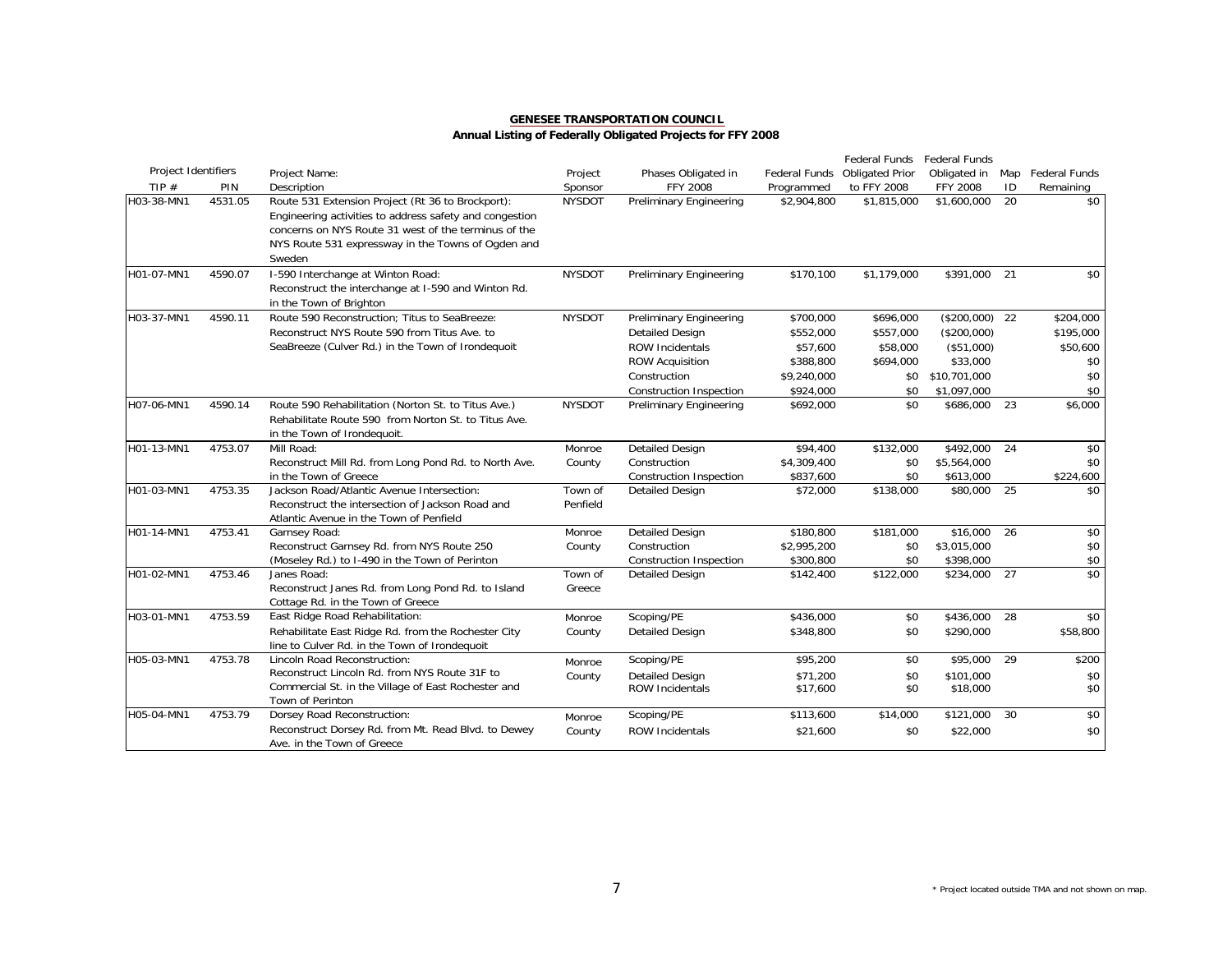**GENESEE TRANSPORTATION COUNCIL**

**Annual Listing of Federally Obligated Projects for FFY 2008**

| Project Identifiers TIP # | PIN | Project Name: Description | Project Sponsor | Phases Obligated in FFY 2008 | Federal Funds Programmed | Federal Funds Obligated Prior to FFY 2008 | Federal Funds Obligated in FFY 2008 | Map ID | Federal Funds Remaining |
|---|---|---|---|---|---|---|---|---|---|
| H03-38-MN1 | 4531.05 | Route 531 Extension Project (Rt 36 to Brockport): Engineering activities to address safety and congestion concerns on NYS Route 31 west of the terminus of the NYS Route 531 expressway in the Towns of Ogden and Sweden | NYSDOT | Preliminary Engineering | $2,904,800 | $1,815,000 | $1,600,000 | 20 | $0 |
| H01-07-MN1 | 4590.07 | I-590 Interchange at Winton Road: Reconstruct the interchange at I-590 and Winton Rd. in the Town of Brighton | NYSDOT | Preliminary Engineering | $170,100 | $1,179,000 | $391,000 | 21 | $0 |
| H03-37-MN1 | 4590.11 | Route 590 Reconstruction; Titus to SeaBreeze: Reconstruct NYS Route 590 from Titus Ave. to SeaBreeze (Culver Rd.) in the Town of Irondequoit | NYSDOT | Preliminary Engineering | $700,000 | $696,000 | ($200,000) | 22 | $204,000 |
| | | | | Detailed Design | $552,000 | $557,000 | ($200,000) | | $195,000 |
| | | | | ROW Incidentals | $57,600 | $58,000 | ($51,000) | | $50,600 |
| | | | | ROW Acquisition | $388,800 | $694,000 | $33,000 | | $0 |
| | | | | Construction | $9,240,000 | $0 | $10,701,000 | | $0 |
| | | | | Construction Inspection | $924,000 | $0 | $1,097,000 | | $0 |
| H07-06-MN1 | 4590.14 | Route 590 Rehabilitation (Norton St. to Titus Ave.) Rehabilitate Route 590 from Norton St. to Titus Ave. in the Town of Irondequoit. | NYSDOT | Preliminary Engineering | $692,000 | $0 | $686,000 | 23 | $6,000 |
| H01-13-MN1 | 4753.07 | Mill Road: Reconstruct Mill Rd. from Long Pond Rd. to North Ave. in the Town of Greece | Monroe County | Detailed Design | $94,400 | $132,000 | $492,000 | 24 | $0 |
| | | | | Construction | $4,309,400 | $0 | $5,564,000 | | $0 |
| | | | | Construction Inspection | $837,600 | $0 | $613,000 | | $224,600 |
| H01-03-MN1 | 4753.35 | Jackson Road/Atlantic Avenue Intersection: Reconstruct the intersection of Jackson Road and Atlantic Avenue in the Town of Penfield | Town of Penfield | Detailed Design | $72,000 | $138,000 | $80,000 | 25 | $0 |
| H01-14-MN1 | 4753.41 | Garnsey Road: Reconstruct Garnsey Rd. from NYS Route 250 (Moseley Rd.) to I-490 in the Town of Perinton | Monroe County | Detailed Design | $180,800 | $181,000 | $16,000 | 26 | $0 |
| | | | | Construction | $2,995,200 | $0 | $3,015,000 | | $0 |
| | | | | Construction Inspection | $300,800 | $0 | $398,000 | | $0 |
| H01-02-MN1 | 4753.46 | Janes Road: Reconstruct Janes Rd. from Long Pond Rd. to Island Cottage Rd. in the Town of Greece | Town of Greece | Detailed Design | $142,400 | $122,000 | $234,000 | 27 | $0 |
| H03-01-MN1 | 4753.59 | East Ridge Road Rehabilitation: Rehabilitate East Ridge Rd. from the Rochester City line to Culver Rd. in the Town of Irondequoit | Monroe County | Scoping/PE | $436,000 | $0 | $436,000 | 28 | $0 |
| | | | | Detailed Design | $348,800 | $0 | $290,000 | | $58,800 |
| H05-03-MN1 | 4753.78 | Lincoln Road Reconstruction: Reconstruct Lincoln Rd. from NYS Route 31F to Commercial St. in the Village of East Rochester and Town of Perinton | Monroe County | Scoping/PE | $95,200 | $0 | $95,000 | 29 | $200 |
| | | | | Detailed Design | $71,200 | $0 | $101,000 | | $0 |
| | | | | ROW Incidentals | $17,600 | $0 | $18,000 | | $0 |
| H05-04-MN1 | 4753.79 | Dorsey Road Reconstruction: Reconstruct Dorsey Rd. from Mt. Read Blvd. to Dewey Ave. in the Town of Greece | Monroe County | Scoping/PE | $113,600 | $14,000 | $121,000 | 30 | $0 |
| | | | | ROW Incidentals | $21,600 | $0 | $22,000 | | $0 |

\* Project located outside TMA and not shown on map.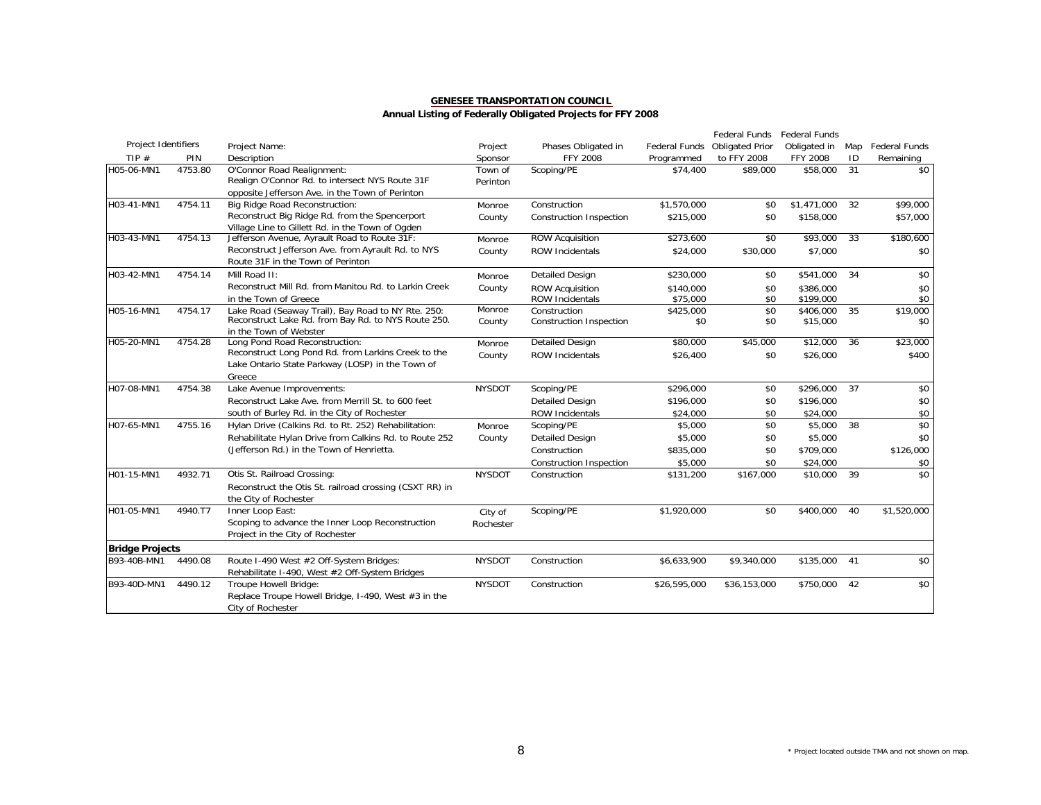**GENESEE TRANSPORTATION COUNCIL**

**Annual Listing of Federally Obligated Projects for FFY 2008**

| Project Identifiers | | Project Name: | Project | Phases Obligated in | Federal Funds | Federal Funds Obligated Prior | Federal Funds Obligated in | Map | Federal Funds |
|---|---|---|---|---|---|---|---|---|---|
| TIP # | PIN | Description | Sponsor | FFY 2008 | Programmed | to FFY 2008 | FFY 2008 | ID | Remaining |
| H05-06-MN1 | 4753.80 | O'Connor Road Realignment: Realign O'Connor Rd. to intersect NYS Route 31F opposite Jefferson Ave. in the Town of Perinton | Town of Perinton | Scoping/PE | $74,400 | $89,000 | $58,000 | 31 | $0 |
| H03-41-MN1 | 4754.11 | Big Ridge Road Reconstruction: Reconstruct Big Ridge Rd. from the Spencerport Village Line to Gillett Rd. in the Town of Ogden | Monroe County | Construction | $1,570,000 | $0 | $1,471,000 | 32 | $99,000 |
| | | | | Construction Inspection | $215,000 | $0 | $158,000 | | $57,000 |
| H03-43-MN1 | 4754.13 | Jefferson Avenue, Ayrault Road to Route 31F: Reconstruct Jefferson Ave. from Ayrault Rd. to NYS Route 31F in the Town of Perinton | Monroe County | ROW Acquisition | $273,600 | $0 | $93,000 | 33 | $180,600 |
| | | | | ROW Incidentals | $24,000 | $30,000 | $7,000 | | $0 |
| H03-42-MN1 | 4754.14 | Mill Road II: Reconstruct Mill Rd. from Manitou Rd. to Larkin Creek in the Town of Greece | Monroe County | Detailed Design | $230,000 | $0 | $541,000 | 34 | $0 |
| | | | | ROW Acquisition | $140,000 | $0 | $386,000 | | $0 |
| | | | | ROW Incidentals | $75,000 | $0 | $199,000 | | $0 |
| H05-16-MN1 | 4754.17 | Lake Road (Seaway Trail), Bay Road to NY Rte. 250: Reconstruct Lake Rd. from Bay Rd. to NYS Route 250. in the Town of Webster | Monroe County | Construction | $425,000 | $0 | $406,000 | 35 | $19,000 |
| | | | | Construction Inspection | $0 | $0 | $15,000 | | $0 |
| H05-20-MN1 | 4754.28 | Long Pond Road Reconstruction: Reconstruct Long Pond Rd. from Larkins Creek to the Lake Ontario State Parkway (LOSP) in the Town of Greece | Monroe County | Detailed Design | $80,000 | $45,000 | $12,000 | 36 | $23,000 |
| | | | | ROW Incidentals | $26,400 | $0 | $26,000 | | $400 |
| H07-08-MN1 | 4754.38 | Lake Avenue Improvements: Reconstruct Lake Ave. from Merrill St. to 600 feet south of Burley Rd. in the City of Rochester | NYSDOT | Scoping/PE | $296,000 | $0 | $296,000 | 37 | $0 |
| | | | | Detailed Design | $196,000 | $0 | $196,000 | | $0 |
| | | | | ROW Incidentals | $24,000 | $0 | $24,000 | | $0 |
| H07-65-MN1 | 4755.16 | Hylan Drive (Calkins Rd. to Rt. 252) Rehabilitation: Rehabilitate Hylan Drive from Calkins Rd. to Route 252 (Jefferson Rd.) in the Town of Henrietta. | Monroe County | Scoping/PE | $5,000 | $0 | $5,000 | 38 | $0 |
| | | | | Detailed Design | $5,000 | $0 | $5,000 | | $0 |
| | | | | Construction | $835,000 | $0 | $709,000 | | $126,000 |
| | | | | Construction Inspection | $5,000 | $0 | $24,000 | | $0 |
| H01-15-MN1 | 4932.71 | Otis St. Railroad Crossing: Reconstruct the Otis St. railroad crossing (CSXT RR) in the City of Rochester | NYSDOT | Construction | $131,200 | $167,000 | $10,000 | 39 | $0 |
| H01-05-MN1 | 4940.T7 | Inner Loop East: Scoping to advance the Inner Loop Reconstruction Project in the City of Rochester | City of Rochester | Scoping/PE | $1,920,000 | $0 | $400,000 | 40 | $1,520,000 |
| **Bridge Projects** | | | | | | | | | |
| B93-40B-MN1 | 4490.08 | Route I-490 West #2 Off-System Bridges: Rehabilitate I-490, West #2 Off-System Bridges | NYSDOT | Construction | $6,633,900 | $9,340,000 | $135,000 | 41 | $0 |
| B93-40D-MN1 | 4490.12 | Troupe Howell Bridge: Replace Troupe Howell Bridge, I-490, West #3 in the City of Rochester | NYSDOT | Construction | $26,595,000 | $36,153,000 | $750,000 | 42 | $0 |

\* Project located outside TMA and not shown on map.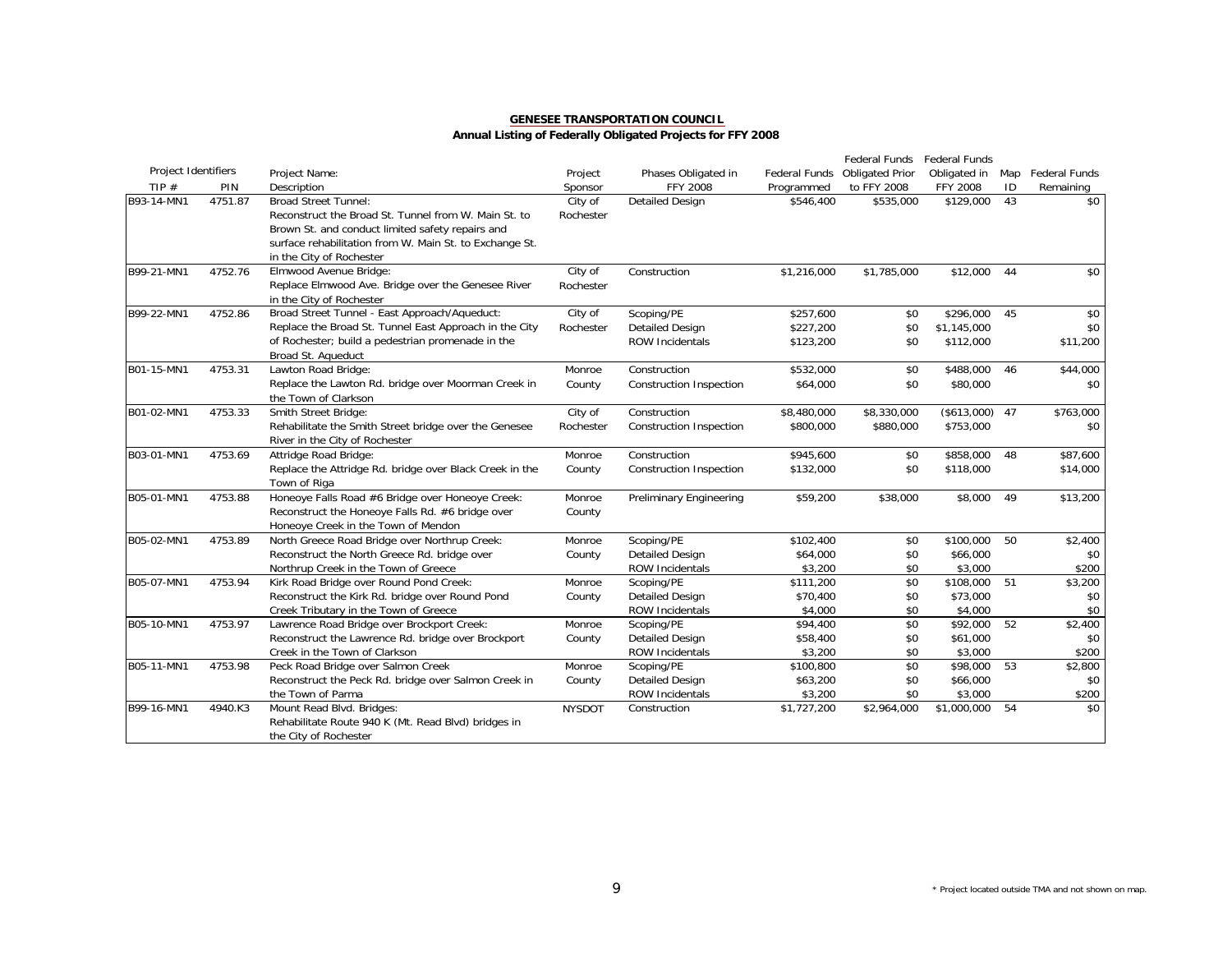**GENESEE TRANSPORTATION COUNCIL**

**Annual Listing of Federally Obligated Projects for FFY 2008**

| Project Identifiers TIP # | PIN | Project Name: Description | Project Sponsor | Phases Obligated in FFY 2008 | Federal Funds Programmed | Federal Funds Obligated Prior to FFY 2008 | Federal Funds Obligated in FFY 2008 | Map ID | Federal Funds Remaining |
|---|---|---|---|---|---|---|---|---|---|
| B93-14-MN1 | 4751.87 | Broad Street Tunnel: Reconstruct the Broad St. Tunnel from W. Main St. to Brown St. and conduct limited safety repairs and surface rehabilitation from W. Main St. to Exchange St. in the City of Rochester | City of Rochester | Detailed Design | $546,400 | $535,000 | $129,000 | 43 | $0 |
| B99-21-MN1 | 4752.76 | Elmwood Avenue Bridge: Replace Elmwood Ave. Bridge over the Genesee River in the City of Rochester | City of Rochester | Construction | $1,216,000 | $1,785,000 | $12,000 | 44 | $0 |
| B99-22-MN1 | 4752.86 | Broad Street Tunnel - East Approach/Aqueduct: Replace the Broad St. Tunnel East Approach in the City of Rochester; build a pedestrian promenade in the Broad St. Aqueduct | City of Rochester | Scoping/PE | $257,600 | $0 | $296,000 | 45 | $0 |
| | | | | Detailed Design | $227,200 | $0 | $1,145,000 | | $0 |
| | | | | ROW Incidentals | $123,200 | $0 | $112,000 | | $11,200 |
| B01-15-MN1 | 4753.31 | Lawton Road Bridge: Replace the Lawton Rd. bridge over Moorman Creek in the Town of Clarkson | Monroe County | Construction | $532,000 | $0 | $488,000 | 46 | $44,000 |
| | | | | Construction Inspection | $64,000 | $0 | $80,000 | | $0 |
| B01-02-MN1 | 4753.33 | Smith Street Bridge: Rehabilitate the Smith Street bridge over the Genesee River in the City of Rochester | City of Rochester | Construction | $8,480,000 | $8,330,000 | ($613,000) | 47 | $763,000 |
| | | | | Construction Inspection | $800,000 | $880,000 | $753,000 | | $0 |
| B03-01-MN1 | 4753.69 | Attridge Road Bridge: Replace the Attridge Rd. bridge over Black Creek in the Town of Riga | Monroe County | Construction | $945,600 | $0 | $858,000 | 48 | $87,600 |
| | | | | Construction Inspection | $132,000 | $0 | $118,000 | | $14,000 |
| B05-01-MN1 | 4753.88 | Honeoye Falls Road #6 Bridge over Honeoye Creek: Reconstruct the Honeoye Falls Rd. #6 bridge over Honeoye Creek in the Town of Mendon | Monroe County | Preliminary Engineering | $59,200 | $38,000 | $8,000 | 49 | $13,200 |
| B05-02-MN1 | 4753.89 | North Greece Road Bridge over Northrup Creek: Reconstruct the North Greece Rd. bridge over Northrup Creek in the Town of Greece | Monroe County | Scoping/PE | $102,400 | $0 | $100,000 | 50 | $2,400 |
| | | | | Detailed Design | $64,000 | $0 | $66,000 | | $0 |
| | | | | ROW Incidentals | $3,200 | $0 | $3,000 | | $200 |
| B05-07-MN1 | 4753.94 | Kirk Road Bridge over Round Pond Creek: Reconstruct the Kirk Rd. bridge over Round Pond Creek Tributary in the Town of Greece | Monroe County | Scoping/PE | $111,200 | $0 | $108,000 | 51 | $3,200 |
| | | | | Detailed Design | $70,400 | $0 | $73,000 | | $0 |
| | | | | ROW Incidentals | $4,000 | $0 | $4,000 | | $0 |
| B05-10-MN1 | 4753.97 | Lawrence Road Bridge over Brockport Creek: Reconstruct the Lawrence Rd. bridge over Brockport Creek in the Town of Clarkson | Monroe County | Scoping/PE | $94,400 | $0 | $92,000 | 52 | $2,400 |
| | | | | Detailed Design | $58,400 | $0 | $61,000 | | $0 |
| | | | | ROW Incidentals | $3,200 | $0 | $3,000 | | $200 |
| B05-11-MN1 | 4753.98 | Peck Road Bridge over Salmon Creek: Reconstruct the Peck Rd. bridge over Salmon Creek in the Town of Parma | Monroe County | Scoping/PE | $100,800 | $0 | $98,000 | 53 | $2,800 |
| | | | | Detailed Design | $63,200 | $0 | $66,000 | | $0 |
| | | | | ROW Incidentals | $3,200 | $0 | $3,000 | | $200 |
| B99-16-MN1 | 4940.K3 | Mount Read Blvd. Bridges: Rehabilitate Route 940 K (Mt. Read Blvd) bridges in the City of Rochester | NYSDOT | Construction | $1,727,200 | $2,964,000 | $1,000,000 | 54 | $0 |

\* Project located outside TMA and not shown on map.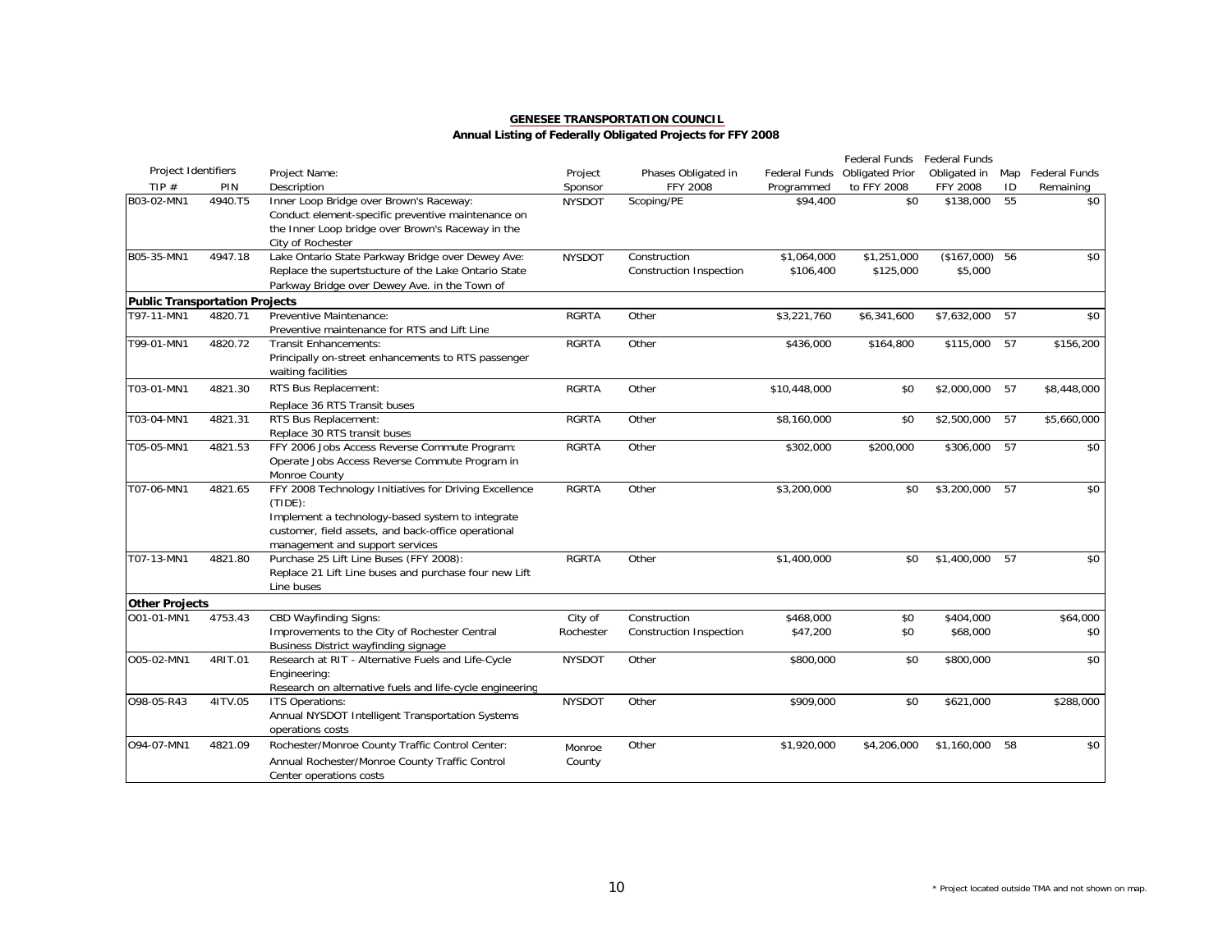**GENESEE TRANSPORTATION COUNCIL**
**Annual Listing of Federally Obligated Projects for FFY 2008**

| Project Identifiers | | Project Name: | Project | Phases Obligated in | Federal Funds | Federal Funds Obligated Prior | Federal Funds Obligated in | Map | Federal Funds |
|---|---|---|---|---|---|---|---|---|---|
| TIP # | PIN | Description | Sponsor | FFY 2008 | Programmed | to FFY 2008 | FFY 2008 | ID | Remaining |
| B03-02-MN1 | 4940.T5 | Inner Loop Bridge over Brown's Raceway: Conduct element-specific preventive maintenance on the Inner Loop bridge over Brown's Raceway in the City of Rochester | NYSDOT | Scoping/PE | $94,400 | $0 | $138,000 | 55 | $0 |
| B05-35-MN1 | 4947.18 | Lake Ontario State Parkway Bridge over Dewey Ave: Replace the supertstucture of the Lake Ontario State Parkway Bridge over Dewey Ave. in the Town of | NYSDOT | Construction | $1,064,000 | $1,251,000 | ($167,000) | 56 | $0 |
| | | | | Construction Inspection | $106,400 | $125,000 | $5,000 | | |
| **Public Transportation Projects** | | | | | | | | | |
| T97-11-MN1 | 4820.71 | Preventive Maintenance: Preventive maintenance for RTS and Lift Line | RGRTA | Other | $3,221,760 | $6,341,600 | $7,632,000 | 57 | $0 |
| T99-01-MN1 | 4820.72 | Transit Enhancements: Principally on-street enhancements to RTS passenger waiting facilities | RGRTA | Other | $436,000 | $164,800 | $115,000 | 57 | $156,200 |
| T03-01-MN1 | 4821.30 | RTS Bus Replacement: Replace 36 RTS Transit buses | RGRTA | Other | $10,448,000 | $0 | $2,000,000 | 57 | $8,448,000 |
| T03-04-MN1 | 4821.31 | RTS Bus Replacement: Replace 30 RTS transit buses | RGRTA | Other | $8,160,000 | $0 | $2,500,000 | 57 | $5,660,000 |
| T05-05-MN1 | 4821.53 | FFY 2006 Jobs Access Reverse Commute Program: Operate Jobs Access Reverse Commute Program in Monroe County | RGRTA | Other | $302,000 | $200,000 | $306,000 | 57 | $0 |
| T07-06-MN1 | 4821.65 | FFY 2008 Technology Initiatives for Driving Excellence (TIDE): Implement a technology-based system to integrate customer, field assets, and back-office operational management and support services | RGRTA | Other | $3,200,000 | $0 | $3,200,000 | 57 | $0 |
| T07-13-MN1 | 4821.80 | Purchase 25 Lift Line Buses (FFY 2008): Replace 21 Lift Line buses and purchase four new Lift Line buses | RGRTA | Other | $1,400,000 | $0 | $1,400,000 | 57 | $0 |
| **Other Projects** | | | | | | | | | |
| O01-01-MN1 | 4753.43 | CBD Wayfinding Signs: Improvements to the City of Rochester Central Business District wayfinding signage | City of Rochester | Construction | $468,000 | $0 | $404,000 | | $64,000 |
| | | | | Construction Inspection | $47,200 | $0 | $68,000 | | $0 |
| O05-02-MN1 | 4RIT.01 | Research at RIT - Alternative Fuels and Life-Cycle Engineering: Research on alternative fuels and life-cycle engineering | NYSDOT | Other | $800,000 | $0 | $800,000 | | $0 |
| O98-05-R43 | 4ITV.05 | ITS Operations: Annual NYSDOT Intelligent Transportation Systems operations costs | NYSDOT | Other | $909,000 | $0 | $621,000 | | $288,000 |
| O94-07-MN1 | 4821.09 | Rochester/Monroe County Traffic Control Center: Annual Rochester/Monroe County Traffic Control Center operations costs | Monroe County | Other | $1,920,000 | $4,206,000 | $1,160,000 | 58 | $0 |

\* Project located outside TMA and not shown on map.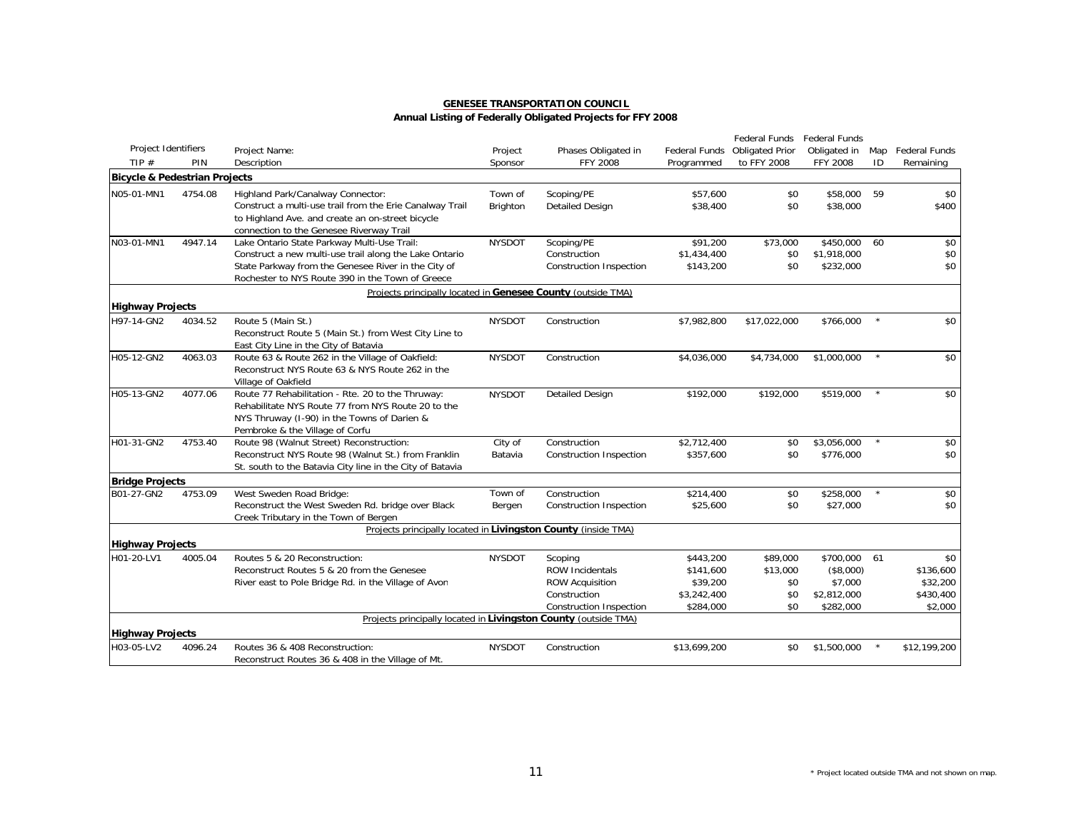**GENESEE TRANSPORTATION COUNCIL**

**Annual Listing of Federally Obligated Projects for FFY 2008**

| Project Identifiers TIP # | PIN | Project Name: Description | Project Sponsor | Phases Obligated in FFY 2008 | Federal Funds Programmed | Federal Funds Obligated Prior to FFY 2008 | Federal Funds Obligated in FFY 2008 | Map ID | Federal Funds Remaining |
|---|---|---|---|---|---|---|---|---|---|
| **Bicycle & Pedestrian Projects** | | | | | | | | | |
| N05-01-MN1 | 4754.08 | Highland Park/Canalway Connector: Construct a multi-use trail from the Erie Canalway Trail to Highland Ave. and create an on-street bicycle connection to the Genesee Riverway Trail | Town of Brighton | Scoping/PE | $57,600 | $0 | $58,000 | 59 | $0 |
| | | | | Detailed Design | $38,400 | $0 | $38,000 | | $400 |
| N03-01-MN1 | 4947.14 | Lake Ontario State Parkway Multi-Use Trail: Construct a new multi-use trail along the Lake Ontario State Parkway from the Genesee River in the City of Rochester to NYS Route 390 in the Town of Greece | NYSDOT | Scoping/PE | $91,200 | $73,000 | $450,000 | 60 | $0 |
| | | | | Construction | $1,434,400 | $0 | $1,918,000 | | $0 |
| | | | | Construction Inspection | $143,200 | $0 | $232,000 | | $0 |
| Projects principally located in **Genesee County** (outside TMA) | | | | | | | | | |
| **Highway Projects** | | | | | | | | | |
| H97-14-GN2 | 4034.52 | Route 5 (Main St.) Reconstruct Route 5 (Main St.) from West City Line to East City Line in the City of Batavia | NYSDOT | Construction | $7,982,800 | $17,022,000 | $766,000 | * | $0 |
| H05-12-GN2 | 4063.03 | Route 63 & Route 262 in the Village of Oakfield: Reconstruct NYS Route 63 & NYS Route 262 in the Village of Oakfield | NYSDOT | Construction | $4,036,000 | $4,734,000 | $1,000,000 | * | $0 |
| H05-13-GN2 | 4077.06 | Route 77 Rehabilitation - Rte. 20 to the Thruway: Rehabilitate NYS Route 77 from NYS Route 20 to the NYS Thruway (I-90) in the Towns of Darien & Pembroke & the Village of Corfu | NYSDOT | Detailed Design | $192,000 | $192,000 | $519,000 | * | $0 |
| H01-31-GN2 | 4753.40 | Route 98 (Walnut Street) Reconstruction: Reconstruct NYS Route 98 (Walnut St.) from Franklin St. south to the Batavia City line in the City of Batavia | City of Batavia | Construction | $2,712,400 | $0 | $3,056,000 | * | $0 |
| | | | | Construction Inspection | $357,600 | $0 | $776,000 | | $0 |
| **Bridge Projects** | | | | | | | | | |
| B01-27-GN2 | 4753.09 | West Sweden Road Bridge: Reconstruct the West Sweden Rd. bridge over Black Creek Tributary in the Town of Bergen | Town of Bergen | Construction | $214,400 | $0 | $258,000 | * | $0 |
| | | | | Construction Inspection | $25,600 | $0 | $27,000 | | $0 |
| Projects principally located in **Livingston County** (inside TMA) | | | | | | | | | |
| **Highway Projects** | | | | | | | | | |
| H01-20-LV1 | 4005.04 | Routes 5 & 20 Reconstruction: Reconstruct Routes 5 & 20 from the Genesee River east to Pole Bridge Rd. in the Village of Avon | NYSDOT | Scoping | $443,200 | $89,000 | $700,000 | 61 | $0 |
| | | | | ROW Incidentals | $141,600 | $13,000 | ($8,000) | | $136,600 |
| | | | | ROW Acquisition | $39,200 | $0 | $7,000 | | $32,200 |
| | | | | Construction | $3,242,400 | $0 | $2,812,000 | | $430,400 |
| | | | | Construction Inspection | $284,000 | $0 | $282,000 | | $2,000 |
| Projects principally located in **Livingston County** (outside TMA) | | | | | | | | | |
| **Highway Projects** | | | | | | | | | |
| H03-05-LV2 | 4096.24 | Routes 36 & 408 Reconstruction: Reconstruct Routes 36 & 408 in the Village of Mt. | NYSDOT | Construction | $13,699,200 | $0 | $1,500,000 | * | $12,199,200 |

\* Project located outside TMA and not shown on map.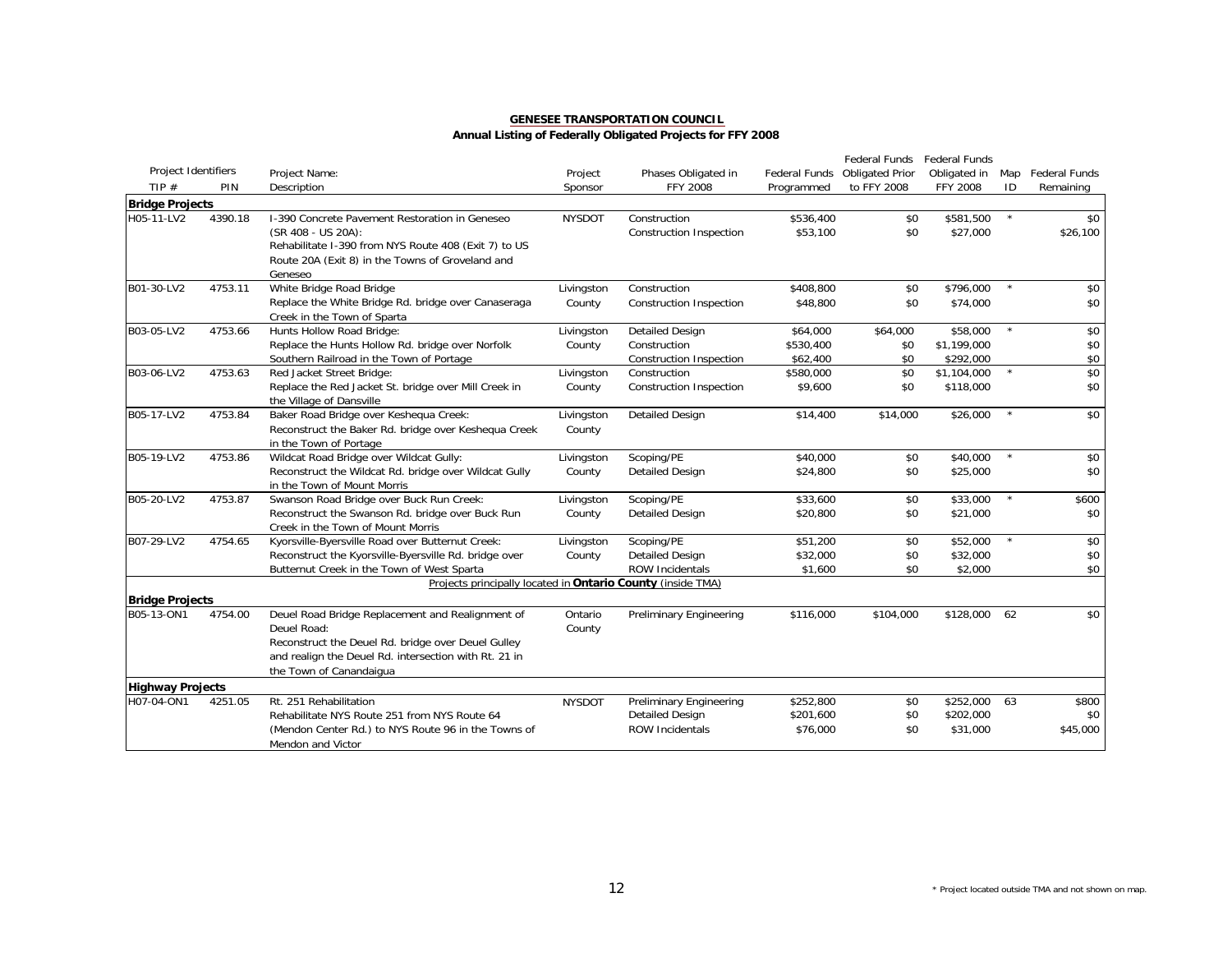## GENESEE TRANSPORTATION COUNCIL

### Annual Listing of Federally Obligated Projects for FFY 2008

| Project Identifiers TIP # | PIN | Project Name: Description | Project Sponsor | Phases Obligated in FFY 2008 | Federal Funds Programmed | Federal Funds Obligated Prior to FFY 2008 | Federal Funds Obligated in FFY 2008 | Map ID | Federal Funds Remaining |
|---|---|---|---|---|---|---|---|---|---|
| **Bridge Projects** | | | | | | | | | |
| H05-11-LV2 | 4390.18 | I-390 Concrete Pavement Restoration in Geneseo (SR 408 - US 20A): Rehabilitate I-390 from NYS Route 408 (Exit 7) to US Route 20A (Exit 8) in the Towns of Groveland and Geneseo | NYSDOT | Construction | $536,400 | $0 | $581,500 | * | $0 |
| | | | | Construction Inspection | $53,100 | $0 | $27,000 | | $26,100 |
| B01-30-LV2 | 4753.11 | White Bridge Road Bridge Replace the White Bridge Rd. bridge over Canaseraga Creek in the Town of Sparta | Livingston County | Construction | $408,800 | $0 | $796,000 | * | $0 |
| | | | | Construction Inspection | $48,800 | $0 | $74,000 | | $0 |
| B03-05-LV2 | 4753.66 | Hunts Hollow Road Bridge: Replace the Hunts Hollow Rd. bridge over Norfolk Southern Railroad in the Town of Portage | Livingston County | Detailed Design | $64,000 | $64,000 | $58,000 | * | $0 |
| | | | | Construction | $530,400 | $0 | $1,199,000 | | $0 |
| | | | | Construction Inspection | $62,400 | $0 | $292,000 | | $0 |
| B03-06-LV2 | 4753.63 | Red Jacket Street Bridge: Replace the Red Jacket St. bridge over Mill Creek in the Village of Dansville | Livingston County | Construction | $580,000 | $0 | $1,104,000 | * | $0 |
| | | | | Construction Inspection | $9,600 | $0 | $118,000 | | $0 |
| B05-17-LV2 | 4753.84 | Baker Road Bridge over Keshequa Creek: Reconstruct the Baker Rd. bridge over Keshequa Creek in the Town of Portage | Livingston County | Detailed Design | $14,400 | $14,000 | $26,000 | * | $0 |
| B05-19-LV2 | 4753.86 | Wildcat Road Bridge over Wildcat Gully: Reconstruct the Wildcat Rd. bridge over Wildcat Gully in the Town of Mount Morris | Livingston County | Scoping/PE | $40,000 | $0 | $40,000 | * | $0 |
| | | | | Detailed Design | $24,800 | $0 | $25,000 | | $0 |
| B05-20-LV2 | 4753.87 | Swanson Road Bridge over Buck Run Creek: Reconstruct the Swanson Rd. bridge over Buck Run Creek in the Town of Mount Morris | Livingston County | Scoping/PE | $33,600 | $0 | $33,000 | * | $600 |
| | | | | Detailed Design | $20,800 | $0 | $21,000 | | $0 |
| B07-29-LV2 | 4754.65 | Kyorsville-Byersville Road over Butternut Creek: Reconstruct the Kyorsville-Byersville Rd. bridge over Butternut Creek in the Town of West Sparta | Livingston County | Scoping/PE | $51,200 | $0 | $52,000 | * | $0 |
| | | | | Detailed Design | $32,000 | $0 | $32,000 | | $0 |
| | | | | ROW Incidentals | $1,600 | $0 | $2,000 | | $0 |
| Projects principally located in **Ontario County** (inside TMA) | | | | | | | | | |
| **Bridge Projects** | | | | | | | | | |
| B05-13-ON1 | 4754.00 | Deuel Road Bridge Replacement and Realignment of Deuel Road: Reconstruct the Deuel Rd. bridge over Deuel Gulley and realign the Deuel Rd. intersection with Rt. 21 in the Town of Canandaigua | Ontario County | Preliminary Engineering | $116,000 | $104,000 | $128,000 | 62 | $0 |
| **Highway Projects** | | | | | | | | | |
| H07-04-ON1 | 4251.05 | Rt. 251 Rehabilitation Rehabilitate NYS Route 251 from NYS Route 64 (Mendon Center Rd.) to NYS Route 96 in the Towns of Mendon and Victor | NYSDOT | Preliminary Engineering | $252,800 | $0 | $252,000 | 63 | $800 |
| | | | | Detailed Design | $201,600 | $0 | $202,000 | | $0 |
| | | | | ROW Incidentals | $76,000 | $0 | $31,000 | | $45,000 |

* Project located outside TMA and not shown on map.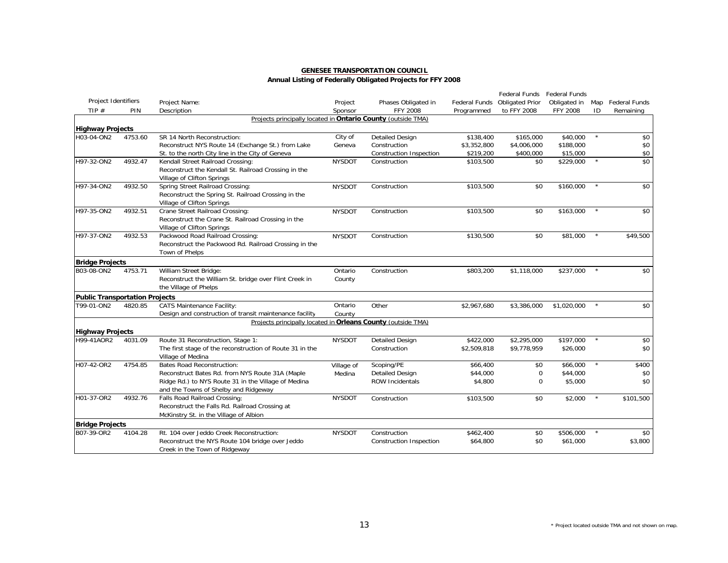**GENESEE TRANSPORTATION COUNCIL**

**Annual Listing of Federally Obligated Projects for FFY 2008**

| Project Identifiers | | Project Name: | Project | Phases Obligated in | Federal Funds | Federal Funds Obligated Prior | Federal Funds Obligated in | Map | Federal Funds |
|---|---|---|---|---|---|---|---|---|---|
| TIP # | PIN | Description | Sponsor | FFY 2008 | Programmed | to FFY 2008 | FFY 2008 | ID | Remaining |
| | | Projects principally located in **Ontario County** (outside TMA) | | | | | | | |
| **Highway Projects** | | | | | | | | | |
| H03-04-ON2 | 4753.60 | SR 14 North Reconstruction: Reconstruct NYS Route 14 (Exchange St.) from Lake St. to the north City line in the City of Geneva | City of Geneva | Detailed Design | $138,400 | $165,000 | $40,000 | * | $0 |
| | | | | Construction | $3,352,800 | $4,006,000 | $188,000 | | $0 |
| | | | | Construction Inspection | $219,200 | $400,000 | $15,000 | | $0 |
| H97-32-ON2 | 4932.47 | Kendall Street Railroad Crossing: Reconstruct the Kendall St. Railroad Crossing in the Village of Clifton Springs | NYSDOT | Construction | $103,500 | $0 | $229,000 | * | $0 |
| H97-34-ON2 | 4932.50 | Spring Street Railroad Crossing: Reconstruct the Spring St. Railroad Crossing in the Village of Clifton Springs | NYSDOT | Construction | $103,500 | $0 | $160,000 | * | $0 |
| H97-35-ON2 | 4932.51 | Crane Street Railroad Crossing: Reconstruct the Crane St. Railroad Crossing in the Village of Clifton Springs | NYSDOT | Construction | $103,500 | $0 | $163,000 | * | $0 |
| H97-37-ON2 | 4932.53 | Packwood Road Railroad Crossing: Reconstruct the Packwood Rd. Railroad Crossing in the Town of Phelps | NYSDOT | Construction | $130,500 | $0 | $81,000 | * | $49,500 |
| **Bridge Projects** | | | | | | | | | |
| B03-08-ON2 | 4753.71 | William Street Bridge: Reconstruct the William St. bridge over Flint Creek in the Village of Phelps | Ontario County | Construction | $803,200 | $1,118,000 | $237,000 | * | $0 |
| **Public Transportation Projects** | | | | | | | | | |
| T99-01-ON2 | 4820.85 | CATS Maintenance Facility: Design and construction of transit maintenance facility | Ontario County | Other | $2,967,680 | $3,386,000 | $1,020,000 | * | $0 |
| | | Projects principally located in **Orleans County** (outside TMA) | | | | | | | |
| **Highway Projects** | | | | | | | | | |
| H99-41AOR2 | 4031.09 | Route 31 Reconstruction, Stage 1: The first stage of the reconstruction of Route 31 in the Village of Medina | NYSDOT | Detailed Design | $422,000 | $2,295,000 | $197,000 | * | $0 |
| | | | | Construction | $2,509,818 | $9,778,959 | $26,000 | | $0 |
| H07-42-OR2 | 4754.85 | Bates Road Reconstruction: Reconstruct Bates Rd. from NYS Route 31A (Maple Ridge Rd.) to NYS Route 31 in the Village of Medina and the Towns of Shelby and Ridgeway | Village of Medina | Scoping/PE | $66,400 | $0 | $66,000 | * | $400 |
| | | | | Detailed Design | $44,000 | 0 | $44,000 | | $0 |
| | | | | ROW Incidentals | $4,800 | 0 | $5,000 | | $0 |
| H01-37-OR2 | 4932.76 | Falls Road Railroad Crossing: Reconstruct the Falls Rd. Railroad Crossing at McKinstry St. in the Village of Albion | NYSDOT | Construction | $103,500 | $0 | $2,000 | * | $101,500 |
| **Bridge Projects** | | | | | | | | | |
| B07-39-OR2 | 4104.28 | Rt. 104 over Jeddo Creek Reconstruction: Reconstruct the NYS Route 104 bridge over Jeddo Creek in the Town of Ridgeway | NYSDOT | Construction | $462,400 | $0 | $506,000 | * | $0 |
| | | | | Construction Inspection | $64,800 | $0 | $61,000 | | $3,800 |

\* Project located outside TMA and not shown on map.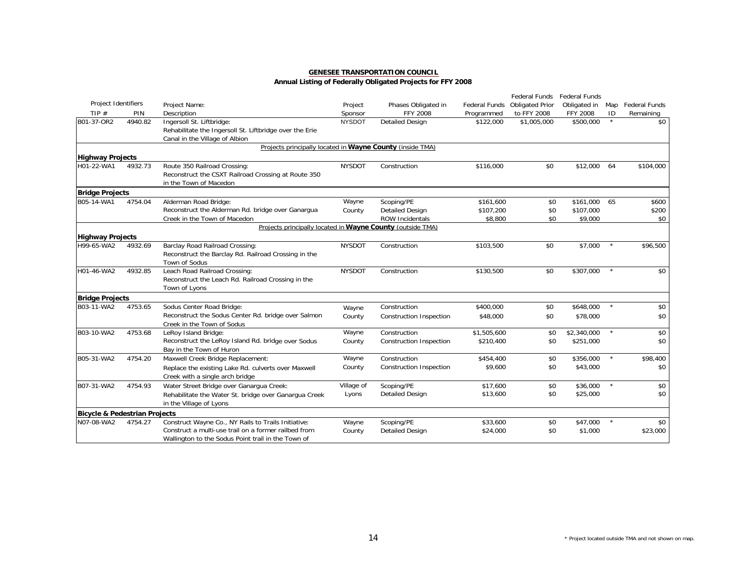**GENESEE TRANSPORTATION COUNCIL**

**Annual Listing of Federally Obligated Projects for FFY 2008**

| Project Identifiers | | Project Name: | Project | Phases Obligated in | Federal Funds | Federal Funds Obligated Prior | Federal Funds Obligated in | Map | Federal Funds |
|---|---|---|---|---|---|---|---|---|---|
| TIP # | PIN | Description | Sponsor | FFY 2008 | Programmed | to FFY 2008 | FFY 2008 | ID | Remaining |
| B01-37-OR2 | 4940.82 | Ingersoll St. Liftbridge: Rehabilitate the Ingersoll St. Liftbridge over the Erie Canal in the Village of Albion | NYSDOT | Detailed Design | $122,000 | $1,005,000 | $500,000 | * | $0 |
| | | Projects principally located in **Wayne County** (inside TMA) | | | | | | | |
| **Highway Projects** | | | | | | | | | |
| H01-22-WA1 | 4932.73 | Route 350 Railroad Crossing: Reconstruct the CSXT Railroad Crossing at Route 350 in the Town of Macedon | NYSDOT | Construction | $116,000 | $0 | $12,000 | 64 | $104,000 |
| **Bridge Projects** | | | | | | | | | |
| B05-14-WA1 | 4754.04 | Alderman Road Bridge: Reconstruct the Alderman Rd. bridge over Ganargua Creek in the Town of Macedon | Wayne County | Scoping/PE | $161,600 | $0 | $161,000 | 65 | $600 |
| | | | | Detailed Design | $107,200 | $0 | $107,000 | | $200 |
| | | | | ROW Incidentals | $8,800 | $0 | $9,000 | | $0 |
| | | Projects principally located in **Wayne County** (outside TMA) | | | | | | | |
| **Highway Projects** | | | | | | | | | |
| H99-65-WA2 | 4932.69 | Barclay Road Railroad Crossing: Reconstruct the Barclay Rd. Railroad Crossing in the Town of Sodus | NYSDOT | Construction | $103,500 | $0 | $7,000 | * | $96,500 |
| H01-46-WA2 | 4932.85 | Leach Road Railroad Crossing: Reconstruct the Leach Rd. Railroad Crossing in the Town of Lyons | NYSDOT | Construction | $130,500 | $0 | $307,000 | * | $0 |
| **Bridge Projects** | | | | | | | | | |
| B03-11-WA2 | 4753.65 | Sodus Center Road Bridge: Reconstruct the Sodus Center Rd. bridge over Salmon Creek in the Town of Sodus | Wayne County | Construction | $400,000 | $0 | $648,000 | * | $0 |
| | | | | Construction Inspection | $48,000 | $0 | $78,000 | | $0 |
| B03-10-WA2 | 4753.68 | LeRoy Island Bridge: Reconstruct the LeRoy Island Rd. bridge over Sodus Bay in the Town of Huron | Wayne County | Construction | $1,505,600 | $0 | $2,340,000 | * | $0 |
| | | | | Construction Inspection | $210,400 | $0 | $251,000 | | $0 |
| B05-31-WA2 | 4754.20 | Maxwell Creek Bridge Replacement: Replace the existing Lake Rd. culverts over Maxwell Creek with a single arch bridge | Wayne County | Construction | $454,400 | $0 | $356,000 | * | $98,400 |
| | | | | Construction Inspection | $9,600 | $0 | $43,000 | | $0 |
| B07-31-WA2 | 4754.93 | Water Street Bridge over Ganargua Creek: Rehabilitate the Water St. bridge over Ganargua Creek in the Village of Lyons | Village of Lyons | Scoping/PE | $17,600 | $0 | $36,000 | * | $0 |
| | | | | Detailed Design | $13,600 | $0 | $25,000 | | $0 |
| **Bicycle & Pedestrian Projects** | | | | | | | | | |
| N07-08-WA2 | 4754.27 | Construct Wayne Co., NY Rails to Trails Initiative: Construct a multi-use trail on a former railbed from Wallington to the Sodus Point trail in the Town of | Wayne County | Scoping/PE | $33,600 | $0 | $47,000 | * | $0 |
| | | | | Detailed Design | $24,000 | $0 | $1,000 | | $23,000 |

\* Project located outside TMA and not shown on map.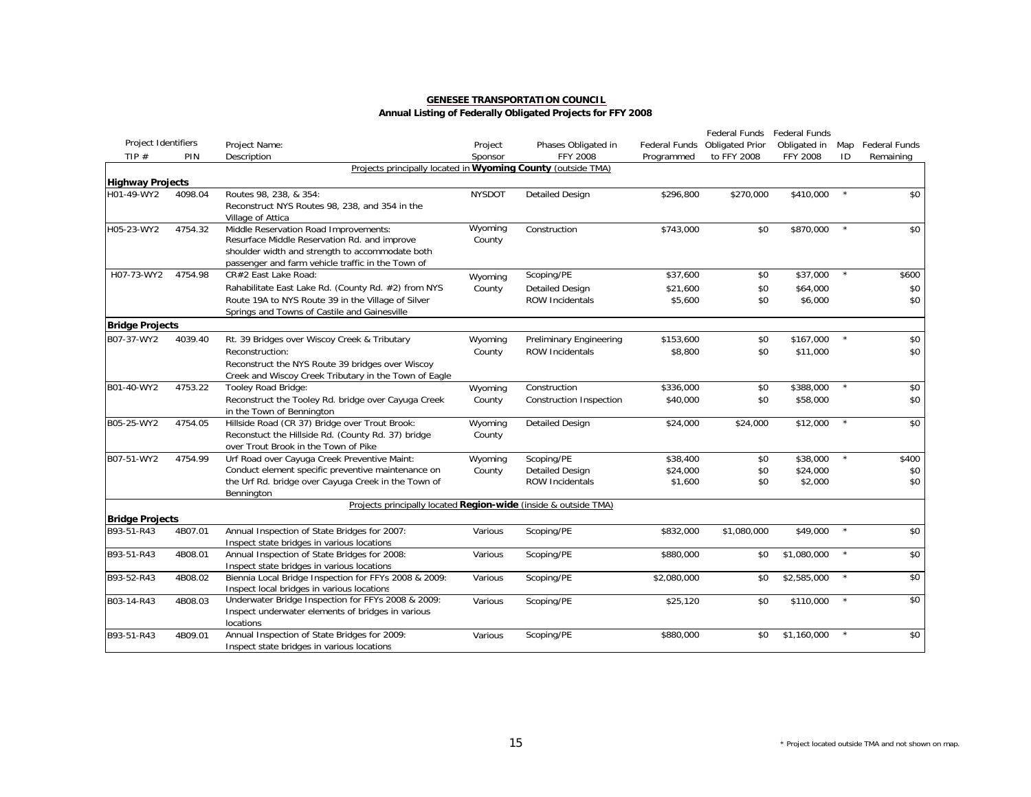**GENESEE TRANSPORTATION COUNCIL**

**Annual Listing of Federally Obligated Projects for FFY 2008**

| Project Identifiers | | Project Name: | Project | Phases Obligated in | Federal Funds | Federal Funds Obligated Prior | Federal Funds Obligated in | Map | Federal Funds |
|---|---|---|---|---|---|---|---|---|---|
| TIP # | PIN | Description | Sponsor | FFY 2008 | Programmed | to FFY 2008 | FFY 2008 | ID | Remaining |
| | | Projects principally located in **Wyoming County** (outside TMA) | | | | | | | |
| **Highway Projects** | | | | | | | | | |
| H01-49-WY2 | 4098.04 | Routes 98, 238, & 354: Reconstruct NYS Routes 98, 238, and 354 in the Village of Attica | NYSDOT | Detailed Design | $296,800 | $270,000 | $410,000 | * | $0 |
| H05-23-WY2 | 4754.32 | Middle Reservation Road Improvements: Resurface Middle Reservation Rd. and improve shoulder width and strength to accommodate both passenger and farm vehicle traffic in the Town of | Wyoming County | Construction | $743,000 | $0 | $870,000 | * | $0 |
| H07-73-WY2 | 4754.98 | CR#2 East Lake Road: Rahabilitate East Lake Rd. (County Rd. #2) from NYS Route 19A to NYS Route 39 in the Village of Silver Springs and Towns of Castile and Gainesville | Wyoming County | Scoping/PE | $37,600 | $0 | $37,000 | * | $600 |
| | | | | Detailed Design | $21,600 | $0 | $64,000 | | $0 |
| | | | | ROW Incidentals | $5,600 | $0 | $6,000 | | $0 |
| **Bridge Projects** | | | | | | | | | |
| B07-37-WY2 | 4039.40 | Rt. 39 Bridges over Wiscoy Creek & Tributary Reconstruction: Reconstruct the NYS Route 39 bridges over Wiscoy Creek and Wiscoy Creek Tributary in the Town of Eagle | Wyoming County | Preliminary Engineering | $153,600 | $0 | $167,000 | * | $0 |
| | | | | ROW Incidentals | $8,800 | $0 | $11,000 | | $0 |
| B01-40-WY2 | 4753.22 | Tooley Road Bridge: Reconstruct the Tooley Rd. bridge over Cayuga Creek in the Town of Bennington | Wyoming County | Construction | $336,000 | $0 | $388,000 | * | $0 |
| | | | | Construction Inspection | $40,000 | $0 | $58,000 | | $0 |
| B05-25-WY2 | 4754.05 | Hillside Road (CR 37) Bridge over Trout Brook: Reconstuct the Hillside Rd. (County Rd. 37) bridge over Trout Brook in the Town of Pike | Wyoming County | Detailed Design | $24,000 | $24,000 | $12,000 | * | $0 |
| B07-51-WY2 | 4754.99 | Urf Road over Cayuga Creek Preventive Maint: Conduct element specific preventive maintenance on the Urf Rd. bridge over Cayuga Creek in the Town of Bennington | Wyoming County | Scoping/PE | $38,400 | $0 | $38,000 | * | $400 |
| | | | | Detailed Design | $24,000 | $0 | $24,000 | | $0 |
| | | | | ROW Incidentals | $1,600 | $0 | $2,000 | | $0 |
| | | Projects principally located **Region-wide** (inside & outside TMA) | | | | | | | |
| **Bridge Projects** | | | | | | | | | |
| B93-51-R43 | 4B07.01 | Annual Inspection of State Bridges for 2007: Inspect state bridges in various locations | Various | Scoping/PE | $832,000 | $1,080,000 | $49,000 | * | $0 |
| B93-51-R43 | 4B08.01 | Annual Inspection of State Bridges for 2008: Inspect state bridges in various locations | Various | Scoping/PE | $880,000 | $0 | $1,080,000 | * | $0 |
| B93-52-R43 | 4B08.02 | Biennia Local Bridge Inspection for FFYs 2008 & 2009: Inspect local bridges in various locations | Various | Scoping/PE | $2,080,000 | $0 | $2,585,000 | * | $0 |
| B03-14-R43 | 4B08.03 | Underwater Bridge Inspection for FFYs 2008 & 2009: Inspect underwater elements of bridges in various locations | Various | Scoping/PE | $25,120 | $0 | $110,000 | * | $0 |
| B93-51-R43 | 4B09.01 | Annual Inspection of State Bridges for 2009: Inspect state bridges in various locations | Various | Scoping/PE | $880,000 | $0 | $1,160,000 | * | $0 |

* Project located outside TMA and not shown on map.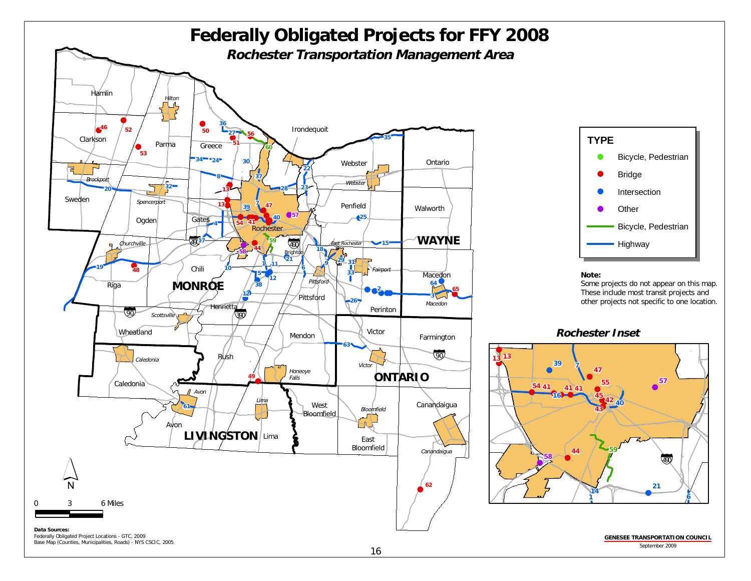# Federally Obligated Projects for FFY 2008

## *Rochester Transportation Management Area*

**TYPE**

- Bicycle, Pedestrian
- Bridge
- Intersection
- Other
- Bicycle, Pedestrian
- Highway

**Note:**
Some projects do not appear on this map. These include most transit projects and other projects not specific to one location.

***Rochester Inset***

0 3 6 Miles

N

**Data Sources:**
Federally Obligated Project Locations - GTC, 2009
Base Map (Counties, Municipalities, Roads) - NYS CSCIC, 2005

**GENESEE TRANSPORTATION COUNCIL**
September 2009